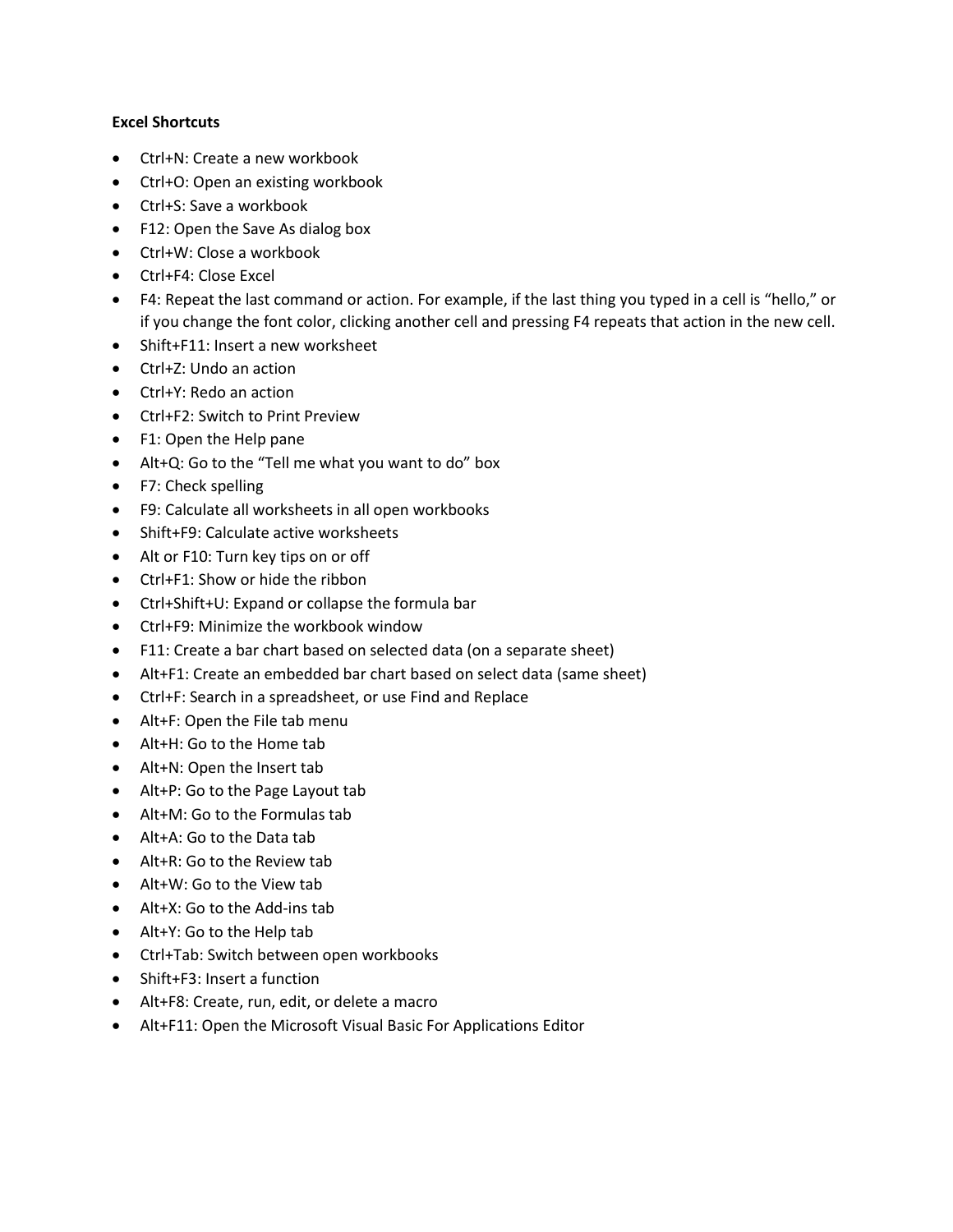**Excel Shortcuts**

- Ctrl+N: Create a new workbook
- Ctrl+O: Open an existing workbook
- Ctrl+S: Save a workbook
- F12: Open the Save As dialog box
- Ctrl+W: Close a workbook
- Ctrl+F4: Close Excel
- F4: Repeat the last command or action. For example, if the last thing you typed in a cell is “hello,” or if you change the font color, clicking another cell and pressing F4 repeats that action in the new cell.
- Shift+F11: Insert a new worksheet
- Ctrl+Z: Undo an action
- Ctrl+Y: Redo an action
- Ctrl+F2: Switch to Print Preview
- F1: Open the Help pane
- Alt+Q: Go to the “Tell me what you want to do” box
- F7: Check spelling
- F9: Calculate all worksheets in all open workbooks
- Shift+F9: Calculate active worksheets
- Alt or F10: Turn key tips on or off
- Ctrl+F1: Show or hide the ribbon
- Ctrl+Shift+U: Expand or collapse the formula bar
- Ctrl+F9: Minimize the workbook window
- F11: Create a bar chart based on selected data (on a separate sheet)
- Alt+F1: Create an embedded bar chart based on select data (same sheet)
- Ctrl+F: Search in a spreadsheet, or use Find and Replace
- Alt+F: Open the File tab menu
- Alt+H: Go to the Home tab
- Alt+N: Open the Insert tab
- Alt+P: Go to the Page Layout tab
- Alt+M: Go to the Formulas tab
- Alt+A: Go to the Data tab
- Alt+R: Go to the Review tab
- Alt+W: Go to the View tab
- Alt+X: Go to the Add-ins tab
- Alt+Y: Go to the Help tab
- Ctrl+Tab: Switch between open workbooks
- Shift+F3: Insert a function
- Alt+F8: Create, run, edit, or delete a macro
- Alt+F11: Open the Microsoft Visual Basic For Applications Editor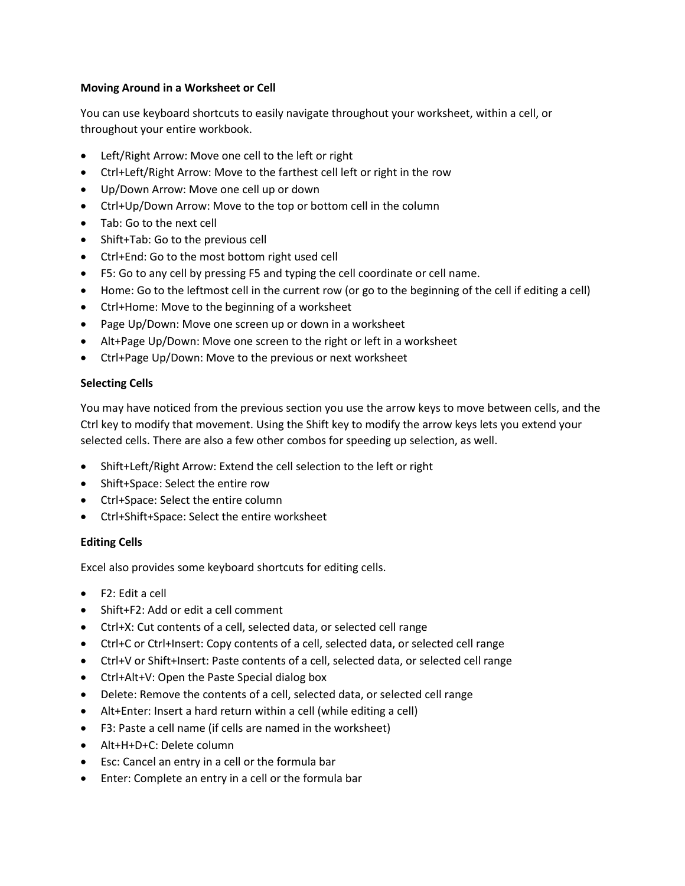**Moving Around in a Worksheet or Cell**

You can use keyboard shortcuts to easily navigate throughout your worksheet, within a cell, or throughout your entire workbook.

- Left/Right Arrow: Move one cell to the left or right
- Ctrl+Left/Right Arrow: Move to the farthest cell left or right in the row
- Up/Down Arrow: Move one cell up or down
- Ctrl+Up/Down Arrow: Move to the top or bottom cell in the column
- Tab: Go to the next cell
- Shift+Tab: Go to the previous cell
- Ctrl+End: Go to the most bottom right used cell
- F5: Go to any cell by pressing F5 and typing the cell coordinate or cell name.
- Home: Go to the leftmost cell in the current row (or go to the beginning of the cell if editing a cell)
- Ctrl+Home: Move to the beginning of a worksheet
- Page Up/Down: Move one screen up or down in a worksheet
- Alt+Page Up/Down: Move one screen to the right or left in a worksheet
- Ctrl+Page Up/Down: Move to the previous or next worksheet

**Selecting Cells**

You may have noticed from the previous section you use the arrow keys to move between cells, and the Ctrl key to modify that movement. Using the Shift key to modify the arrow keys lets you extend your selected cells. There are also a few other combos for speeding up selection, as well.

- Shift+Left/Right Arrow: Extend the cell selection to the left or right
- Shift+Space: Select the entire row
- Ctrl+Space: Select the entire column
- Ctrl+Shift+Space: Select the entire worksheet

**Editing Cells**

Excel also provides some keyboard shortcuts for editing cells.

- F2: Edit a cell
- Shift+F2: Add or edit a cell comment
- Ctrl+X: Cut contents of a cell, selected data, or selected cell range
- Ctrl+C or Ctrl+Insert: Copy contents of a cell, selected data, or selected cell range
- Ctrl+V or Shift+Insert: Paste contents of a cell, selected data, or selected cell range
- Ctrl+Alt+V: Open the Paste Special dialog box
- Delete: Remove the contents of a cell, selected data, or selected cell range
- Alt+Enter: Insert a hard return within a cell (while editing a cell)
- F3: Paste a cell name (if cells are named in the worksheet)
- Alt+H+D+C: Delete column
- Esc: Cancel an entry in a cell or the formula bar
- Enter: Complete an entry in a cell or the formula bar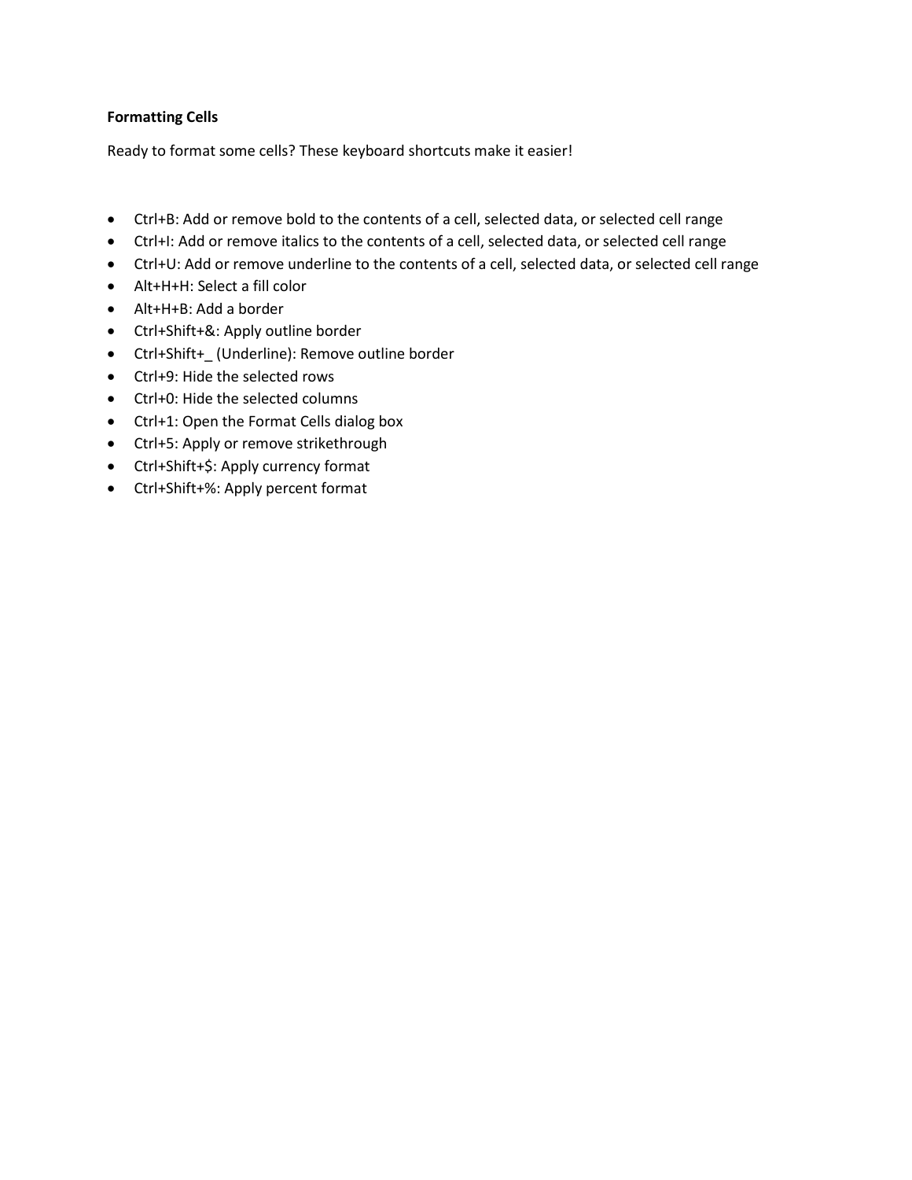**Formatting Cells**

Ready to format some cells? These keyboard shortcuts make it easier!

- Ctrl+B: Add or remove bold to the contents of a cell, selected data, or selected cell range
- Ctrl+I: Add or remove italics to the contents of a cell, selected data, or selected cell range
- Ctrl+U: Add or remove underline to the contents of a cell, selected data, or selected cell range
- Alt+H+H: Select a fill color
- Alt+H+B: Add a border
- Ctrl+Shift+&: Apply outline border
- Ctrl+Shift+_ (Underline): Remove outline border
- Ctrl+9: Hide the selected rows
- Ctrl+0: Hide the selected columns
- Ctrl+1: Open the Format Cells dialog box
- Ctrl+5: Apply or remove strikethrough
- Ctrl+Shift+$: Apply currency format
- Ctrl+Shift+%: Apply percent format